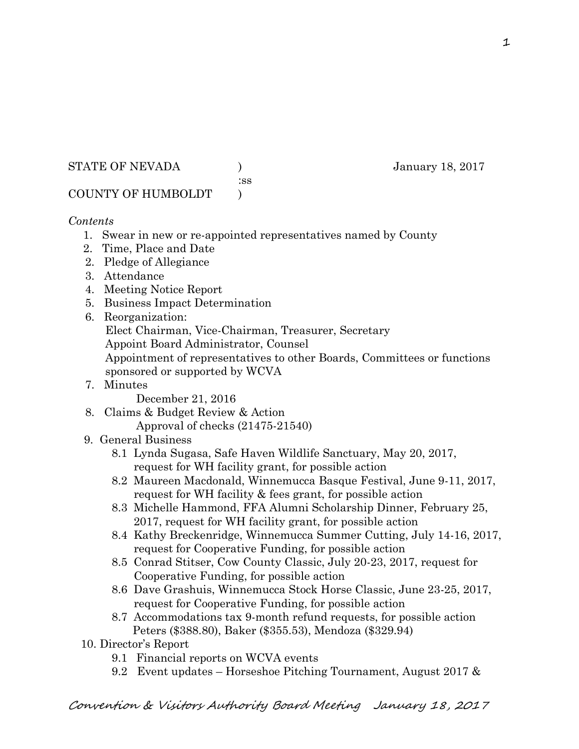STATE OF NEVADA ) January 18, 2017
:ss
COUNTY OF HUMBOLDT )

*Contents*

1. Swear in new or re-appointed representatives named by County
2. Time, Place and Date
2. Pledge of Allegiance
3. Attendance
4. Meeting Notice Report
5. Business Impact Determination
6. Reorganization:
   Elect Chairman, Vice-Chairman, Treasurer, Secretary
   Appoint Board Administrator, Counsel
   Appointment of representatives to other Boards, Committees or functions sponsored or supported by WCVA
7. Minutes
   December 21, 2016
8. Claims & Budget Review & Action
   Approval of checks (21475-21540)
9. General Business
   8.1 Lynda Sugasa, Safe Haven Wildlife Sanctuary, May 20, 2017, request for WH facility grant, for possible action
   8.2 Maureen Macdonald, Winnemucca Basque Festival, June 9-11, 2017, request for WH facility & fees grant, for possible action
   8.3 Michelle Hammond, FFA Alumni Scholarship Dinner, February 25, 2017, request for WH facility grant, for possible action
   8.4 Kathy Breckenridge, Winnemucca Summer Cutting, July 14-16, 2017, request for Cooperative Funding, for possible action
   8.5 Conrad Stitser, Cow County Classic, July 20-23, 2017, request for Cooperative Funding, for possible action
   8.6 Dave Grashuis, Winnemucca Stock Horse Classic, June 23-25, 2017, request for Cooperative Funding, for possible action
   8.7 Accommodations tax 9-month refund requests, for possible action
   Peters ($388.80), Baker ($355.53), Mendoza ($329.94)
10. Director's Report
    9.1 Financial reports on WCVA events
    9.2 Event updates – Horseshoe Pitching Tournament, August 2017 &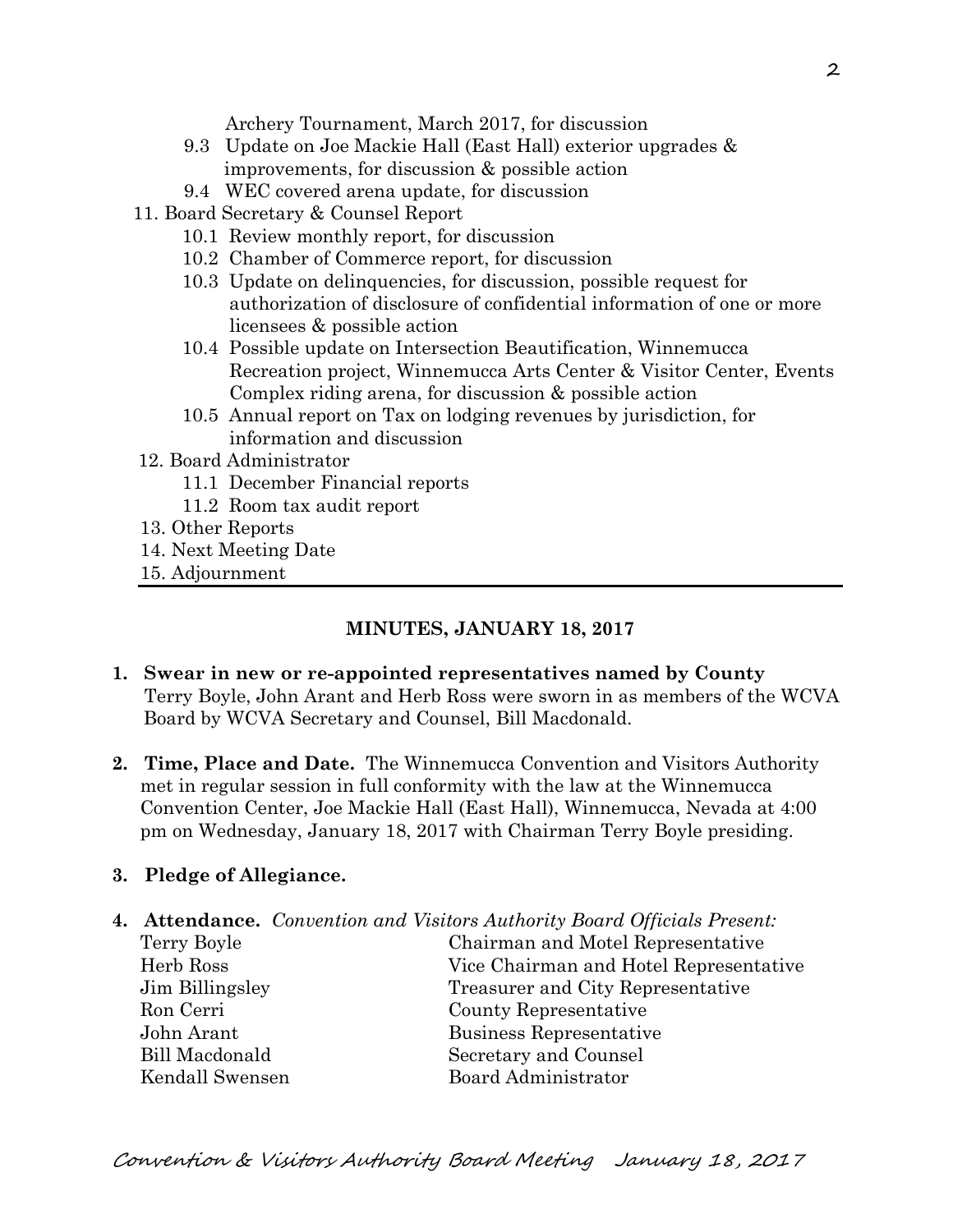Archery Tournament, March 2017, for discussion

- 9.3 Update on Joe Mackie Hall (East Hall) exterior upgrades & improvements, for discussion & possible action
- 9.4 WEC covered arena update, for discussion

11. Board Secretary & Counsel Report
    - 10.1 Review monthly report, for discussion
    - 10.2 Chamber of Commerce report, for discussion
    - 10.3 Update on delinquencies, for discussion, possible request for authorization of disclosure of confidential information of one or more licensees & possible action
    - 10.4 Possible update on Intersection Beautification, Winnemucca Recreation project, Winnemucca Arts Center & Visitor Center, Events Complex riding arena, for discussion & possible action
    - 10.5 Annual report on Tax on lodging revenues by jurisdiction, for information and discussion
12. Board Administrator
    - 11.1 December Financial reports
    - 11.2 Room tax audit report
13. Other Reports
14. Next Meeting Date
15. Adjournment

---

**MINUTES, JANUARY 18, 2017**

1. **Swear in new or re-appointed representatives named by County** Terry Boyle, John Arant and Herb Ross were sworn in as members of the WCVA Board by WCVA Secretary and Counsel, Bill Macdonald.

2. **Time, Place and Date.** The Winnemucca Convention and Visitors Authority met in regular session in full conformity with the law at the Winnemucca Convention Center, Joe Mackie Hall (East Hall), Winnemucca, Nevada at 4:00 pm on Wednesday, January 18, 2017 with Chairman Terry Boyle presiding.

3. **Pledge of Allegiance.**

4. **Attendance.** *Convention and Visitors Authority Board Officials Present:*

| | |
|---|---|
| Terry Boyle | Chairman and Motel Representative |
| Herb Ross | Vice Chairman and Hotel Representative |
| Jim Billingsley | Treasurer and City Representative |
| Ron Cerri | County Representative |
| John Arant | Business Representative |
| Bill Macdonald | Secretary and Counsel |
| Kendall Swensen | Board Administrator |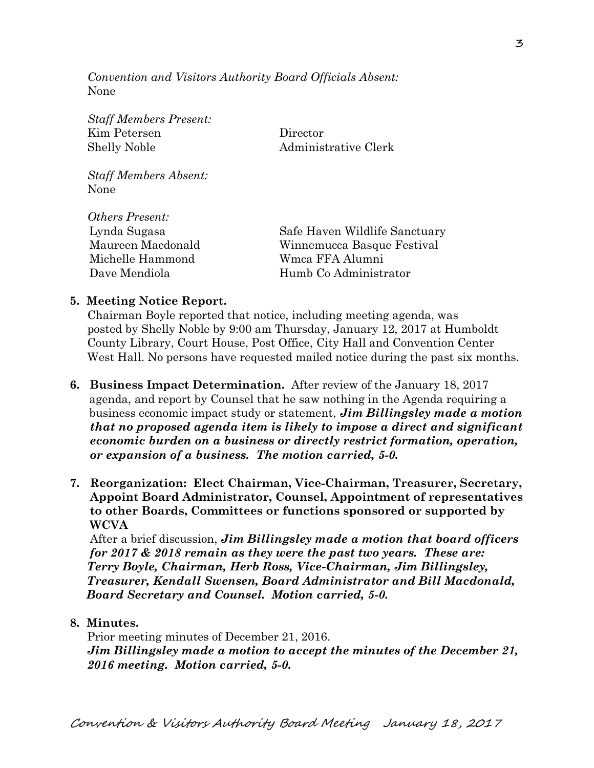*Convention and Visitors Authority Board Officials Absent:*
None

*Staff Members Present:*

| | |
|---|---|
| Kim Petersen | Director |
| Shelly Noble | Administrative Clerk |

*Staff Members Absent:*
None

*Others Present:*

| | |
|---|---|
| Lynda Sugasa | Safe Haven Wildlife Sanctuary |
| Maureen Macdonald | Winnemucca Basque Festival |
| Michelle Hammond | Wmca FFA Alumni |
| Dave Mendiola | Humb Co Administrator |

**5. Meeting Notice Report.**
Chairman Boyle reported that notice, including meeting agenda, was posted by Shelly Noble by 9:00 am Thursday, January 12, 2017 at Humboldt County Library, Court House, Post Office, City Hall and Convention Center West Hall. No persons have requested mailed notice during the past six months.

**6. Business Impact Determination.** After review of the January 18, 2017 agenda, and report by Counsel that he saw nothing in the Agenda requiring a business economic impact study or statement, ***Jim Billingsley made a motion that no proposed agenda item is likely to impose a direct and significant economic burden on a business or directly restrict formation, operation, or expansion of a business. The motion carried, 5-0.***

**7. Reorganization: Elect Chairman, Vice-Chairman, Treasurer, Secretary, Appoint Board Administrator, Counsel, Appointment of representatives to other Boards, Committees or functions sponsored or supported by WCVA**
After a brief discussion, ***Jim Billingsley made a motion that board officers for 2017 & 2018 remain as they were the past two years. These are: Terry Boyle, Chairman, Herb Ross, Vice-Chairman, Jim Billingsley, Treasurer, Kendall Swensen, Board Administrator and Bill Macdonald, Board Secretary and Counsel. Motion carried, 5-0.***

**8. Minutes.**
Prior meeting minutes of December 21, 2016.
***Jim Billingsley made a motion to accept the minutes of the December 21, 2016 meeting. Motion carried, 5-0.***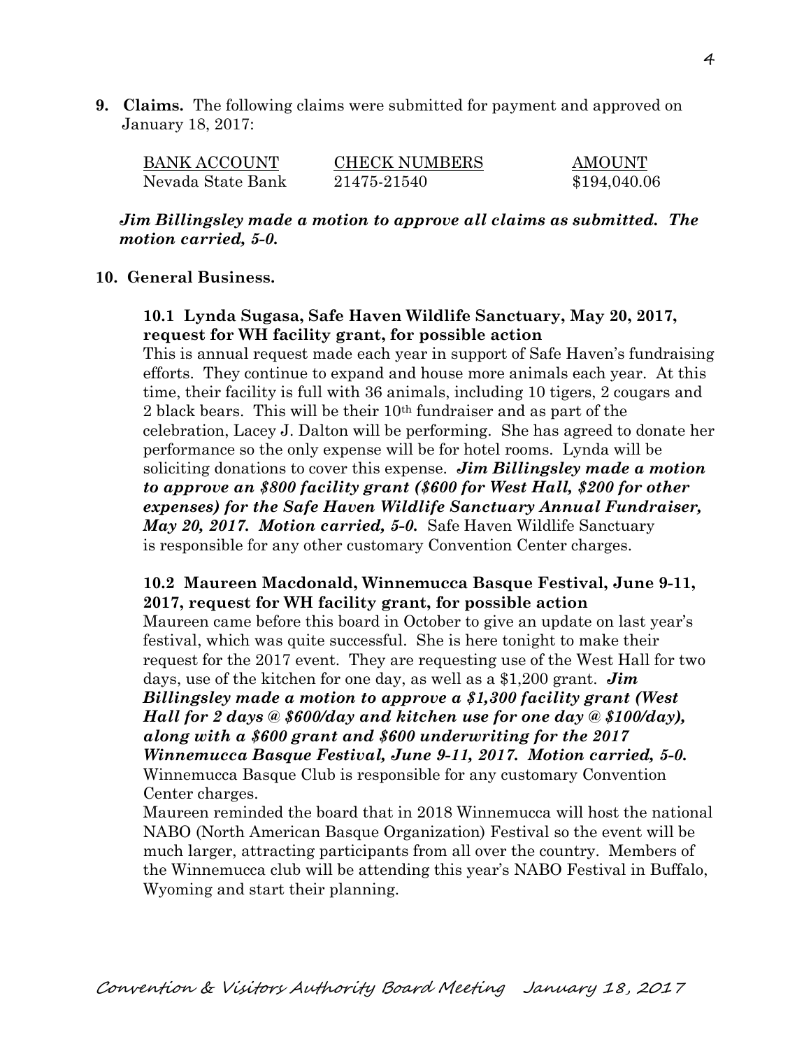**9. Claims.** The following claims were submitted for payment and approved on January 18, 2017:

| BANK ACCOUNT | CHECK NUMBERS | AMOUNT |
|---|---|---|
| Nevada State Bank | 21475-21540 | $194,040.06 |

***Jim Billingsley made a motion to approve all claims as submitted. The motion carried, 5-0.***

**10. General Business.**

**10.1 Lynda Sugasa, Safe Haven Wildlife Sanctuary, May 20, 2017, request for WH facility grant, for possible action**

This is annual request made each year in support of Safe Haven's fundraising efforts. They continue to expand and house more animals each year. At this time, their facility is full with 36 animals, including 10 tigers, 2 cougars and 2 black bears. This will be their 10th fundraiser and as part of the celebration, Lacey J. Dalton will be performing. She has agreed to donate her performance so the only expense will be for hotel rooms. Lynda will be soliciting donations to cover this expense. ***Jim Billingsley made a motion to approve an $800 facility grant ($600 for West Hall, $200 for other expenses) for the Safe Haven Wildlife Sanctuary Annual Fundraiser, May 20, 2017. Motion carried, 5-0.*** Safe Haven Wildlife Sanctuary is responsible for any other customary Convention Center charges.

**10.2 Maureen Macdonald, Winnemucca Basque Festival, June 9-11, 2017, request for WH facility grant, for possible action**

Maureen came before this board in October to give an update on last year's festival, which was quite successful. She is here tonight to make their request for the 2017 event. They are requesting use of the West Hall for two days, use of the kitchen for one day, as well as a $1,200 grant. ***Jim Billingsley made a motion to approve a $1,300 facility grant (West Hall for 2 days @ $600/day and kitchen use for one day @ $100/day), along with a $600 grant and $600 underwriting for the 2017 Winnemucca Basque Festival, June 9-11, 2017. Motion carried, 5-0.*** Winnemucca Basque Club is responsible for any customary Convention Center charges.

Maureen reminded the board that in 2018 Winnemucca will host the national NABO (North American Basque Organization) Festival so the event will be much larger, attracting participants from all over the country. Members of the Winnemucca club will be attending this year's NABO Festival in Buffalo, Wyoming and start their planning.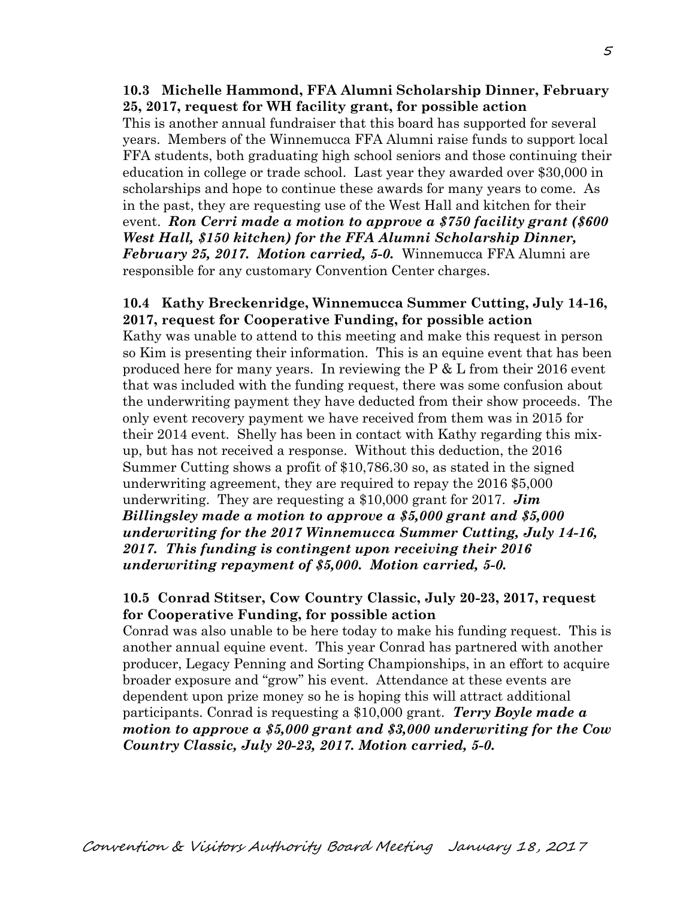**10.3 Michelle Hammond, FFA Alumni Scholarship Dinner, February 25, 2017, request for WH facility grant, for possible action**

This is another annual fundraiser that this board has supported for several years. Members of the Winnemucca FFA Alumni raise funds to support local FFA students, both graduating high school seniors and those continuing their education in college or trade school. Last year they awarded over $30,000 in scholarships and hope to continue these awards for many years to come. As in the past, they are requesting use of the West Hall and kitchen for their event. ***Ron Cerri made a motion to approve a $750 facility grant ($600 West Hall, $150 kitchen) for the FFA Alumni Scholarship Dinner, February 25, 2017. Motion carried, 5-0.*** Winnemucca FFA Alumni are responsible for any customary Convention Center charges.

**10.4 Kathy Breckenridge, Winnemucca Summer Cutting, July 14-16, 2017, request for Cooperative Funding, for possible action**

Kathy was unable to attend to this meeting and make this request in person so Kim is presenting their information. This is an equine event that has been produced here for many years. In reviewing the P & L from their 2016 event that was included with the funding request, there was some confusion about the underwriting payment they have deducted from their show proceeds. The only event recovery payment we have received from them was in 2015 for their 2014 event. Shelly has been in contact with Kathy regarding this mix-up, but has not received a response. Without this deduction, the 2016 Summer Cutting shows a profit of $10,786.30 so, as stated in the signed underwriting agreement, they are required to repay the 2016 $5,000 underwriting. They are requesting a $10,000 grant for 2017. ***Jim Billingsley made a motion to approve a $5,000 grant and $5,000 underwriting for the 2017 Winnemucca Summer Cutting, July 14-16, 2017. This funding is contingent upon receiving their 2016 underwriting repayment of $5,000. Motion carried, 5-0.***

**10.5 Conrad Stitser, Cow Country Classic, July 20-23, 2017, request for Cooperative Funding, for possible action**

Conrad was also unable to be here today to make his funding request. This is another annual equine event. This year Conrad has partnered with another producer, Legacy Penning and Sorting Championships, in an effort to acquire broader exposure and "grow" his event. Attendance at these events are dependent upon prize money so he is hoping this will attract additional participants. Conrad is requesting a $10,000 grant. ***Terry Boyle made a motion to approve a $5,000 grant and $3,000 underwriting for the Cow Country Classic, July 20-23, 2017. Motion carried, 5-0.***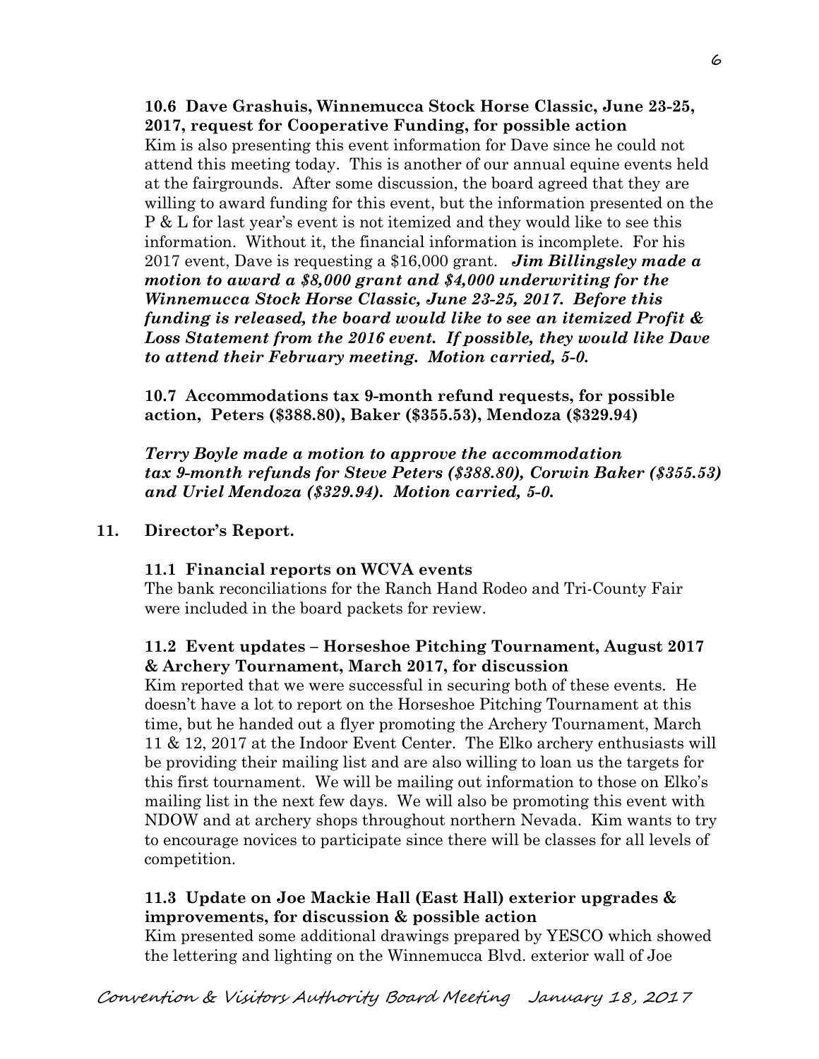**10.6 Dave Grashuis, Winnemucca Stock Horse Classic, June 23-25, 2017, request for Cooperative Funding, for possible action**

Kim is also presenting this event information for Dave since he could not attend this meeting today. This is another of our annual equine events held at the fairgrounds. After some discussion, the board agreed that they are willing to award funding for this event, but the information presented on the P & L for last year's event is not itemized and they would like to see this information. Without it, the financial information is incomplete. For his 2017 event, Dave is requesting a $16,000 grant. ***Jim Billingsley made a motion to award a $8,000 grant and $4,000 underwriting for the Winnemucca Stock Horse Classic, June 23-25, 2017. Before this funding is released, the board would like to see an itemized Profit & Loss Statement from the 2016 event. If possible, they would like Dave to attend their February meeting. Motion carried, 5-0.***

**10.7 Accommodations tax 9-month refund requests, for possible action, Peters ($388.80), Baker ($355.53), Mendoza ($329.94)**

***Terry Boyle made a motion to approve the accommodation tax 9-month refunds for Steve Peters ($388.80), Corwin Baker ($355.53) and Uriel Mendoza ($329.94). Motion carried, 5-0.***

**11. Director's Report.**

**11.1 Financial reports on WCVA events**

The bank reconciliations for the Ranch Hand Rodeo and Tri-County Fair were included in the board packets for review.

**11.2 Event updates – Horseshoe Pitching Tournament, August 2017 & Archery Tournament, March 2017, for discussion**

Kim reported that we were successful in securing both of these events. He doesn't have a lot to report on the Horseshoe Pitching Tournament at this time, but he handed out a flyer promoting the Archery Tournament, March 11 & 12, 2017 at the Indoor Event Center. The Elko archery enthusiasts will be providing their mailing list and are also willing to loan us the targets for this first tournament. We will be mailing out information to those on Elko's mailing list in the next few days. We will also be promoting this event with NDOW and at archery shops throughout northern Nevada. Kim wants to try to encourage novices to participate since there will be classes for all levels of competition.

**11.3 Update on Joe Mackie Hall (East Hall) exterior upgrades & improvements, for discussion & possible action**

Kim presented some additional drawings prepared by YESCO which showed the lettering and lighting on the Winnemucca Blvd. exterior wall of Joe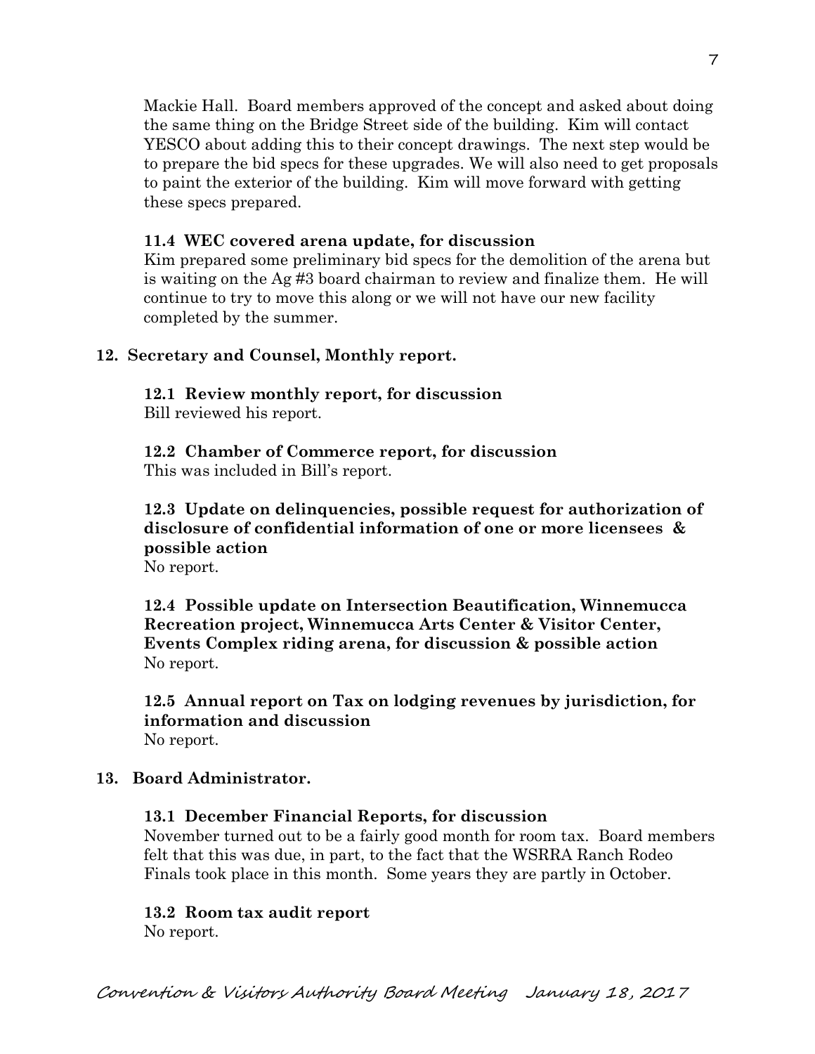Mackie Hall. Board members approved of the concept and asked about doing the same thing on the Bridge Street side of the building. Kim will contact YESCO about adding this to their concept drawings. The next step would be to prepare the bid specs for these upgrades. We will also need to get proposals to paint the exterior of the building. Kim will move forward with getting these specs prepared.

**11.4 WEC covered arena update, for discussion**
Kim prepared some preliminary bid specs for the demolition of the arena but is waiting on the Ag #3 board chairman to review and finalize them. He will continue to try to move this along or we will not have our new facility completed by the summer.

**12. Secretary and Counsel, Monthly report.**

**12.1 Review monthly report, for discussion**
Bill reviewed his report.

**12.2 Chamber of Commerce report, for discussion**
This was included in Bill's report.

**12.3 Update on delinquencies, possible request for authorization of disclosure of confidential information of one or more licensees & possible action**
No report.

**12.4 Possible update on Intersection Beautification, Winnemucca Recreation project, Winnemucca Arts Center & Visitor Center, Events Complex riding arena, for discussion & possible action**
No report.

**12.5 Annual report on Tax on lodging revenues by jurisdiction, for information and discussion**
No report.

**13. Board Administrator.**

**13.1 December Financial Reports, for discussion**
November turned out to be a fairly good month for room tax. Board members felt that this was due, in part, to the fact that the WSRRA Ranch Rodeo Finals took place in this month. Some years they are partly in October.

**13.2 Room tax audit report**
No report.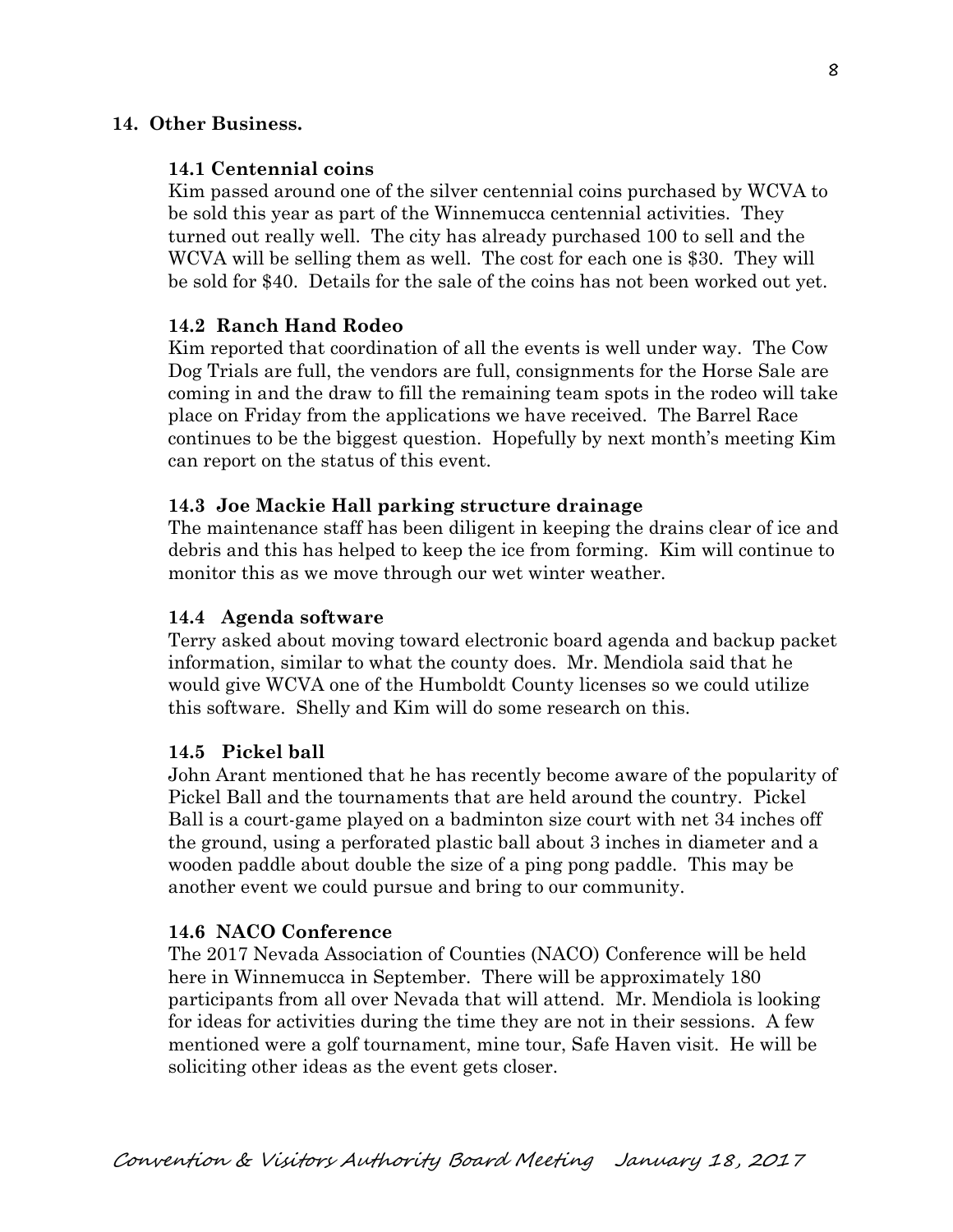## 14. Other Business.

### 14.1 Centennial coins

Kim passed around one of the silver centennial coins purchased by WCVA to be sold this year as part of the Winnemucca centennial activities. They turned out really well. The city has already purchased 100 to sell and the WCVA will be selling them as well. The cost for each one is $30. They will be sold for $40. Details for the sale of the coins has not been worked out yet.

### 14.2 Ranch Hand Rodeo

Kim reported that coordination of all the events is well under way. The Cow Dog Trials are full, the vendors are full, consignments for the Horse Sale are coming in and the draw to fill the remaining team spots in the rodeo will take place on Friday from the applications we have received. The Barrel Race continues to be the biggest question. Hopefully by next month's meeting Kim can report on the status of this event.

### 14.3 Joe Mackie Hall parking structure drainage

The maintenance staff has been diligent in keeping the drains clear of ice and debris and this has helped to keep the ice from forming. Kim will continue to monitor this as we move through our wet winter weather.

### 14.4 Agenda software

Terry asked about moving toward electronic board agenda and backup packet information, similar to what the county does. Mr. Mendiola said that he would give WCVA one of the Humboldt County licenses so we could utilize this software. Shelly and Kim will do some research on this.

### 14.5 Pickel ball

John Arant mentioned that he has recently become aware of the popularity of Pickel Ball and the tournaments that are held around the country. Pickel Ball is a court-game played on a badminton size court with net 34 inches off the ground, using a perforated plastic ball about 3 inches in diameter and a wooden paddle about double the size of a ping pong paddle. This may be another event we could pursue and bring to our community.

### 14.6 NACO Conference

The 2017 Nevada Association of Counties (NACO) Conference will be held here in Winnemucca in September. There will be approximately 180 participants from all over Nevada that will attend. Mr. Mendiola is looking for ideas for activities during the time they are not in their sessions. A few mentioned were a golf tournament, mine tour, Safe Haven visit. He will be soliciting other ideas as the event gets closer.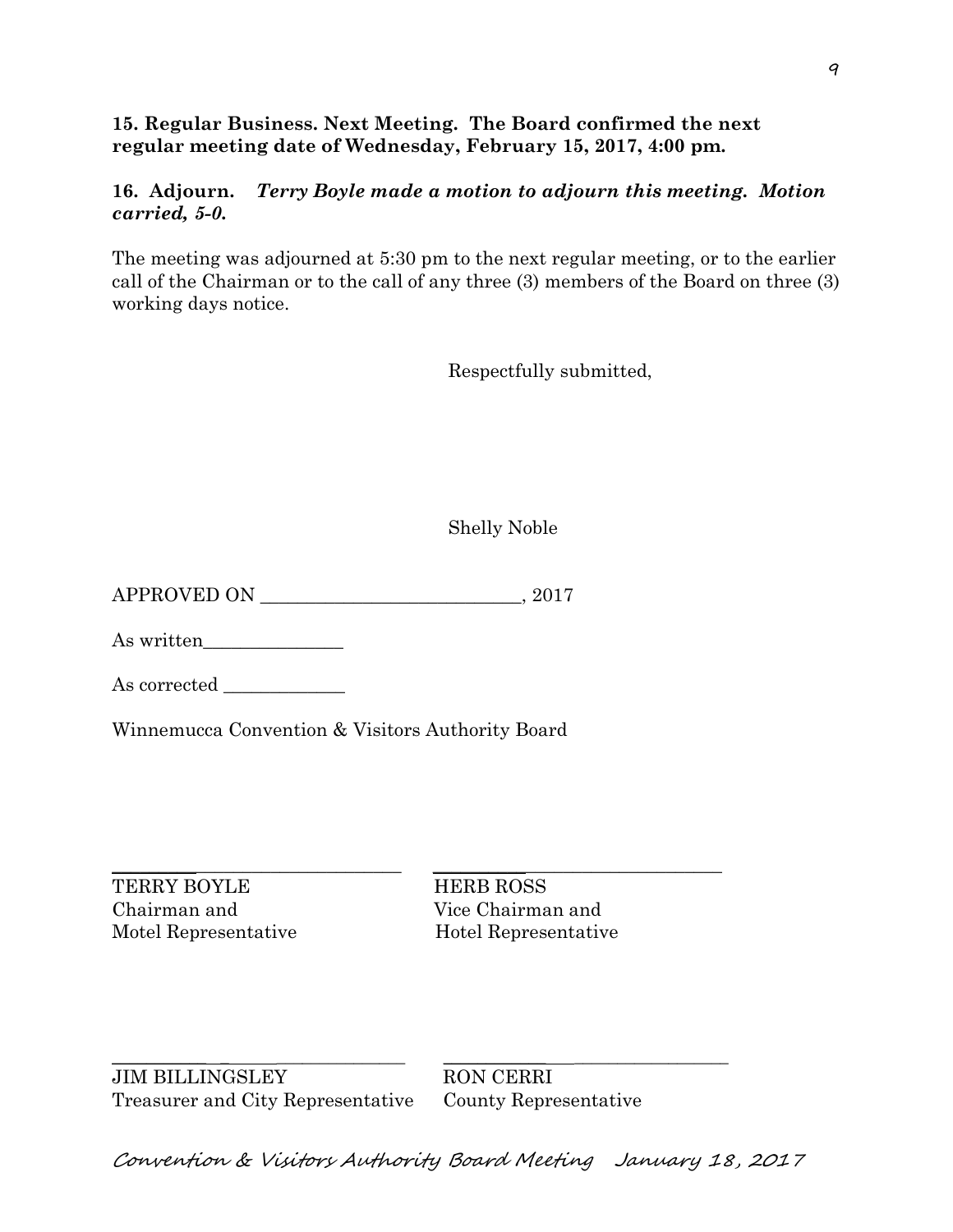**15. Regular Business. Next Meeting. The Board confirmed the next regular meeting date of Wednesday, February 15, 2017, 4:00 pm.**

**16. Adjourn.** ***Terry Boyle made a motion to adjourn this meeting. Motion carried, 5-0.***

The meeting was adjourned at 5:30 pm to the next regular meeting, or to the earlier call of the Chairman or to the call of any three (3) members of the Board on three (3) working days notice.

Respectfully submitted,

Shelly Noble

APPROVED ON ____________________________, 2017

As written_______________

As corrected _____________

Winnemucca Convention & Visitors Authority Board

_______________________________ _______________________________

TERRY BOYLE
Chairman and
Motel Representative

HERB ROSS
Vice Chairman and
Hotel Representative

_______________________________ _______________________________

JIM BILLINGSLEY
Treasurer and City Representative

RON CERRI
County Representative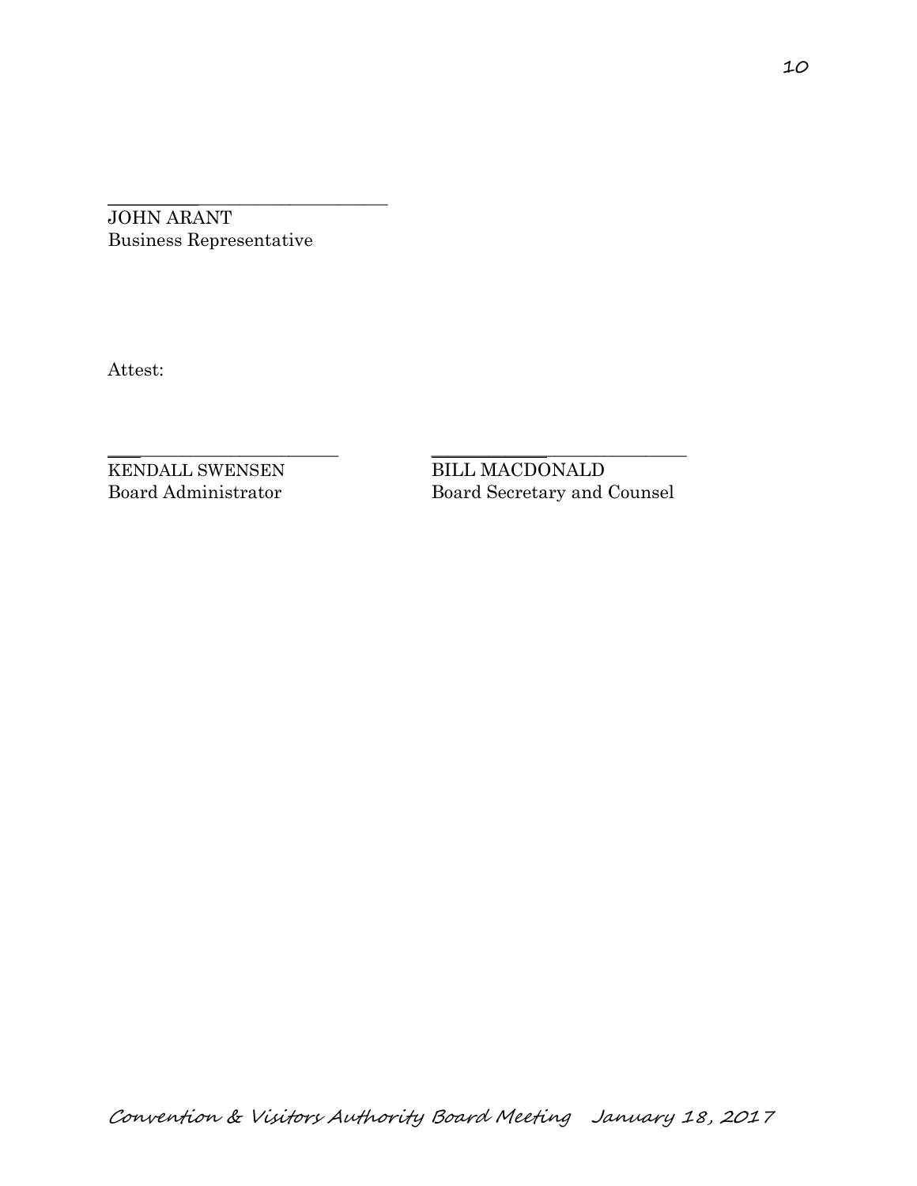\_\_\_\_\_\_\_\_\_\_\_\_\_\_\_\_\_\_\_\_\_\_\_\_\_\_\_\_\_\_\_\_

JOHN ARANT
Business Representative

Attest:

\_\_\_\_\_\_\_\_\_\_\_\_\_\_\_\_\_\_\_\_\_\_\_\_\_\_\_\_\_\_

KENDALL SWENSEN
Board Administrator

\_\_\_\_\_\_\_\_\_\_\_\_\_\_\_\_\_\_\_\_\_\_\_\_\_\_\_\_\_\_

BILL MACDONALD
Board Secretary and Counsel